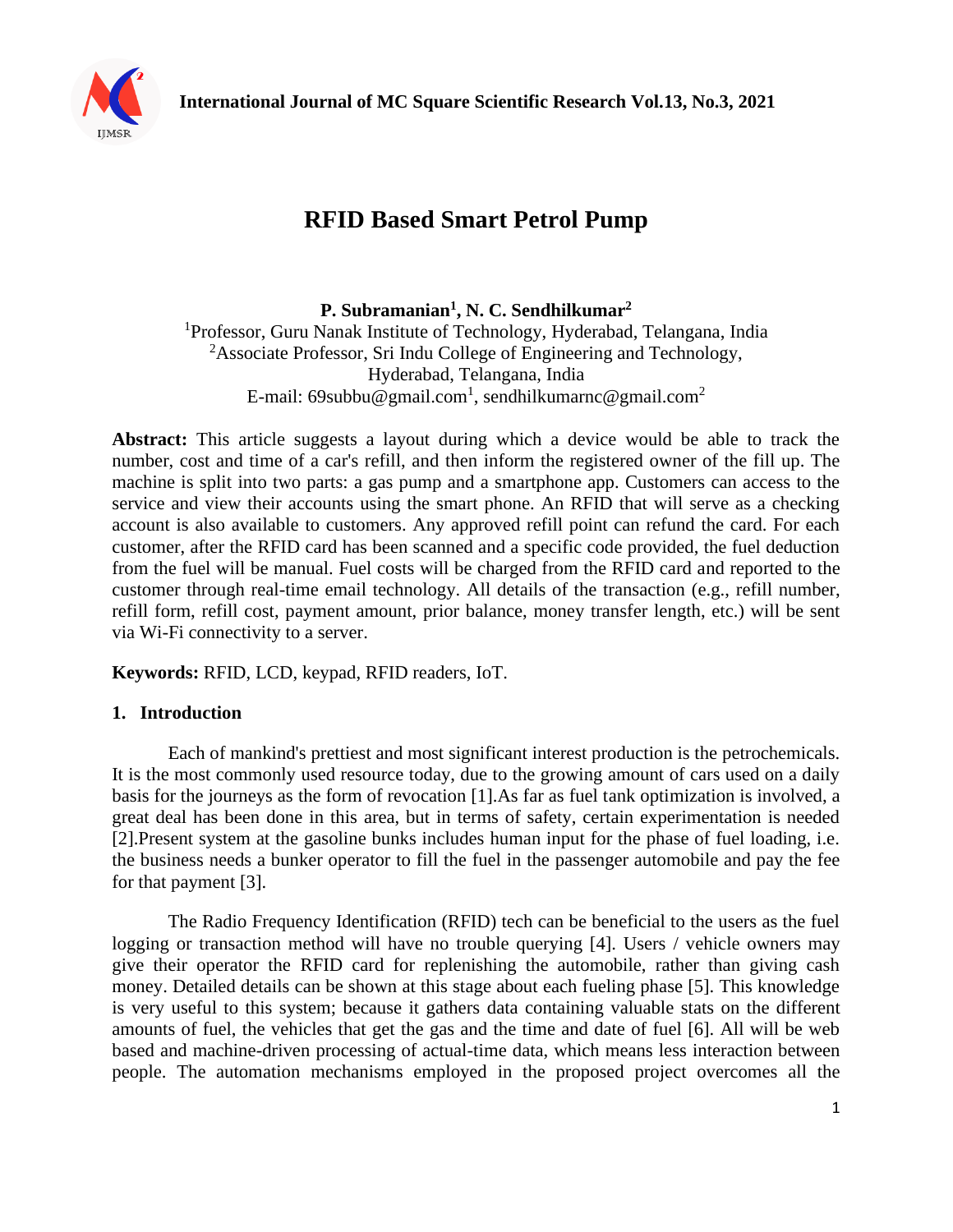# RFID Based Smart Petrol Pump

**P. Subramanian[1], N. C. Sendhilkumar[2]**

[1]Professor, Guru Nanak Institute of Technology, Hyderabad, Telangana, India
[2]Associate Professor, Sri Indu College of Engineering and Technology, Hyderabad, Telangana, India
E-mail: 69subbu@gmail.com[1], sendhilkumarnc@gmail.com[2]

**Abstract:** This article suggests a layout during which a device would be able to track the number, cost and time of a car's refill, and then inform the registered owner of the fill up. The machine is split into two parts: a gas pump and a smartphone app. Customers can access to the service and view their accounts using the smart phone. An RFID that will serve as a checking account is also available to customers. Any approved refill point can refund the card. For each customer, after the RFID card has been scanned and a specific code provided, the fuel deduction from the fuel will be manual. Fuel costs will be charged from the RFID card and reported to the customer through real-time email technology. All details of the transaction (e.g., refill number, refill form, refill cost, payment amount, prior balance, money transfer length, etc.) will be sent via Wi-Fi connectivity to a server.

**Keywords:** RFID, LCD, keypad, RFID readers, IoT.

## 1. Introduction

Each of mankind's prettiest and most significant interest production is the petrochemicals. It is the most commonly used resource today, due to the growing amount of cars used on a daily basis for the journeys as the form of revocation [1].As far as fuel tank optimization is involved, a great deal has been done in this area, but in terms of safety, certain experimentation is needed [2].Present system at the gasoline bunks includes human input for the phase of fuel loading, i.e. the business needs a bunker operator to fill the fuel in the passenger automobile and pay the fee for that payment [3].

The Radio Frequency Identification (RFID) tech can be beneficial to the users as the fuel logging or transaction method will have no trouble querying [4]. Users / vehicle owners may give their operator the RFID card for replenishing the automobile, rather than giving cash money. Detailed details can be shown at this stage about each fueling phase [5]. This knowledge is very useful to this system; because it gathers data containing valuable stats on the different amounts of fuel, the vehicles that get the gas and the time and date of fuel [6]. All will be web based and machine-driven processing of actual-time data, which means less interaction between people. The automation mechanisms employed in the proposed project overcomes all the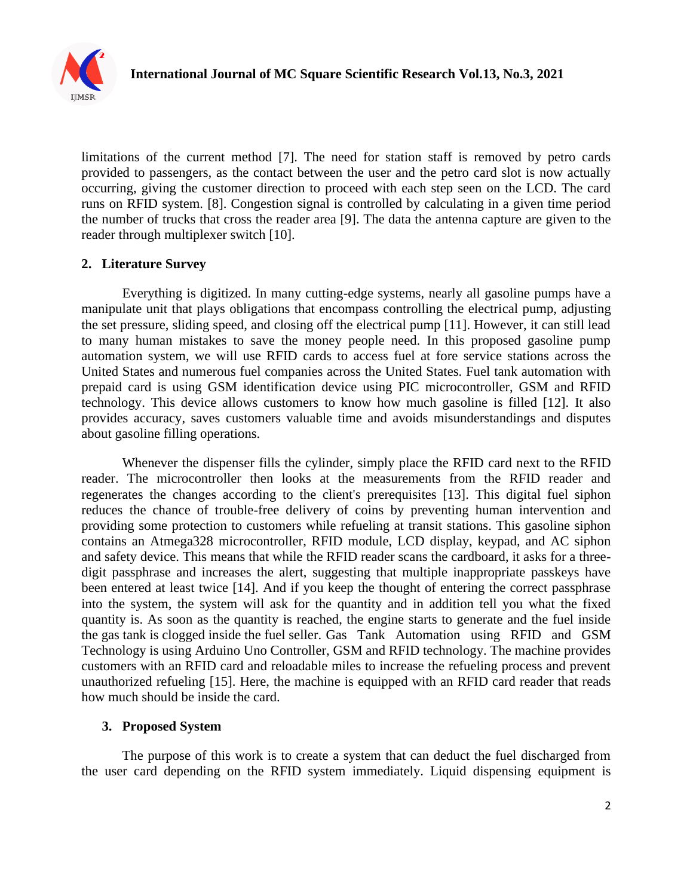limitations of the current method [7]. The need for station staff is removed by petro cards provided to passengers, as the contact between the user and the petro card slot is now actually occurring, giving the customer direction to proceed with each step seen on the LCD. The card runs on RFID system. [8]. Congestion signal is controlled by calculating in a given time period the number of trucks that cross the reader area [9]. The data the antenna capture are given to the reader through multiplexer switch [10].

## 2. Literature Survey

Everything is digitized. In many cutting-edge systems, nearly all gasoline pumps have a manipulate unit that plays obligations that encompass controlling the electrical pump, adjusting the set pressure, sliding speed, and closing off the electrical pump [11]. However, it can still lead to many human mistakes to save the money people need. In this proposed gasoline pump automation system, we will use RFID cards to access fuel at fore service stations across the United States and numerous fuel companies across the United States. Fuel tank automation with prepaid card is using GSM identification device using PIC microcontroller, GSM and RFID technology. This device allows customers to know how much gasoline is filled [12]. It also provides accuracy, saves customers valuable time and avoids misunderstandings and disputes about gasoline filling operations.

Whenever the dispenser fills the cylinder, simply place the RFID card next to the RFID reader. The microcontroller then looks at the measurements from the RFID reader and regenerates the changes according to the client's prerequisites [13]. This digital fuel siphon reduces the chance of trouble-free delivery of coins by preventing human intervention and providing some protection to customers while refueling at transit stations. This gasoline siphon contains an Atmega328 microcontroller, RFID module, LCD display, keypad, and AC siphon and safety device. This means that while the RFID reader scans the cardboard, it asks for a three-digit passphrase and increases the alert, suggesting that multiple inappropriate passkeys have been entered at least twice [14]. And if you keep the thought of entering the correct passphrase into the system, the system will ask for the quantity and in addition tell you what the fixed quantity is. As soon as the quantity is reached, the engine starts to generate and the fuel inside the gas tank is clogged inside the fuel seller. Gas Tank Automation using RFID and GSM Technology is using Arduino Uno Controller, GSM and RFID technology. The machine provides customers with an RFID card and reloadable miles to increase the refueling process and prevent unauthorized refueling [15]. Here, the machine is equipped with an RFID card reader that reads how much should be inside the card.

## 3. Proposed System

The purpose of this work is to create a system that can deduct the fuel discharged from the user card depending on the RFID system immediately. Liquid dispensing equipment is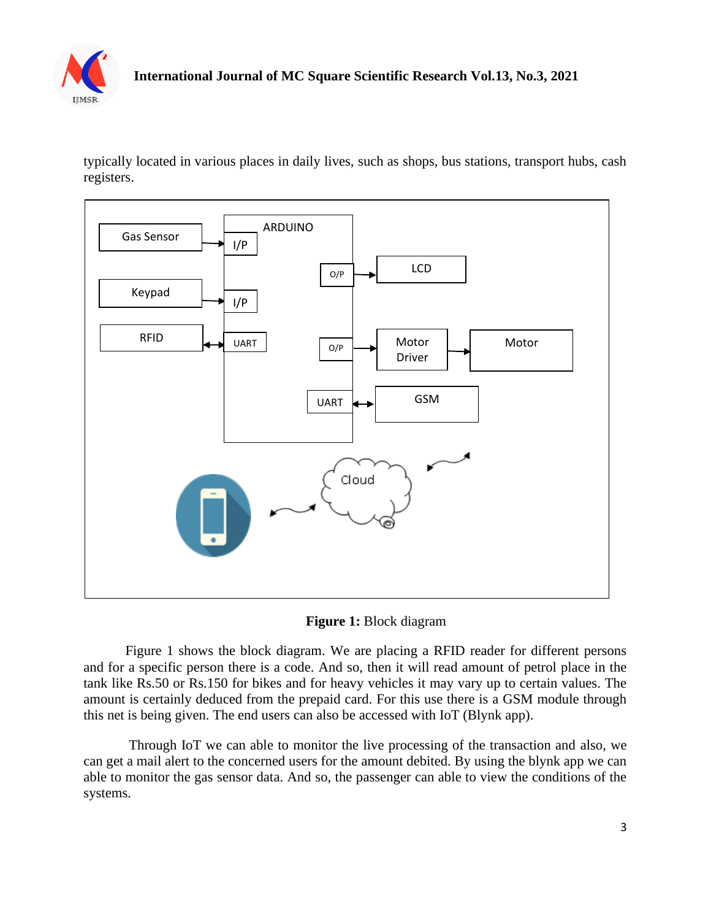typically located in various places in daily lives, such as shops, bus stations, transport hubs, cash registers.

Gas Sensor
Keypad
RFID
ARDUINO
I/P
I/P
UART
O/P
O/P
UART
LCD
Motor Driver
Motor
GSM
Cloud

**Figure 1:** Block diagram

Figure 1 shows the block diagram. We are placing a RFID reader for different persons and for a specific person there is a code. And so, then it will read amount of petrol place in the tank like Rs.50 or Rs.150 for bikes and for heavy vehicles it may vary up to certain values. The amount is certainly deduced from the prepaid card. For this use there is a GSM module through this net is being given. The end users can also be accessed with IoT (Blynk app).

Through IoT we can able to monitor the live processing of the transaction and also, we can get a mail alert to the concerned users for the amount debited. By using the blynk app we can able to monitor the gas sensor data. And so, the passenger can able to view the conditions of the systems.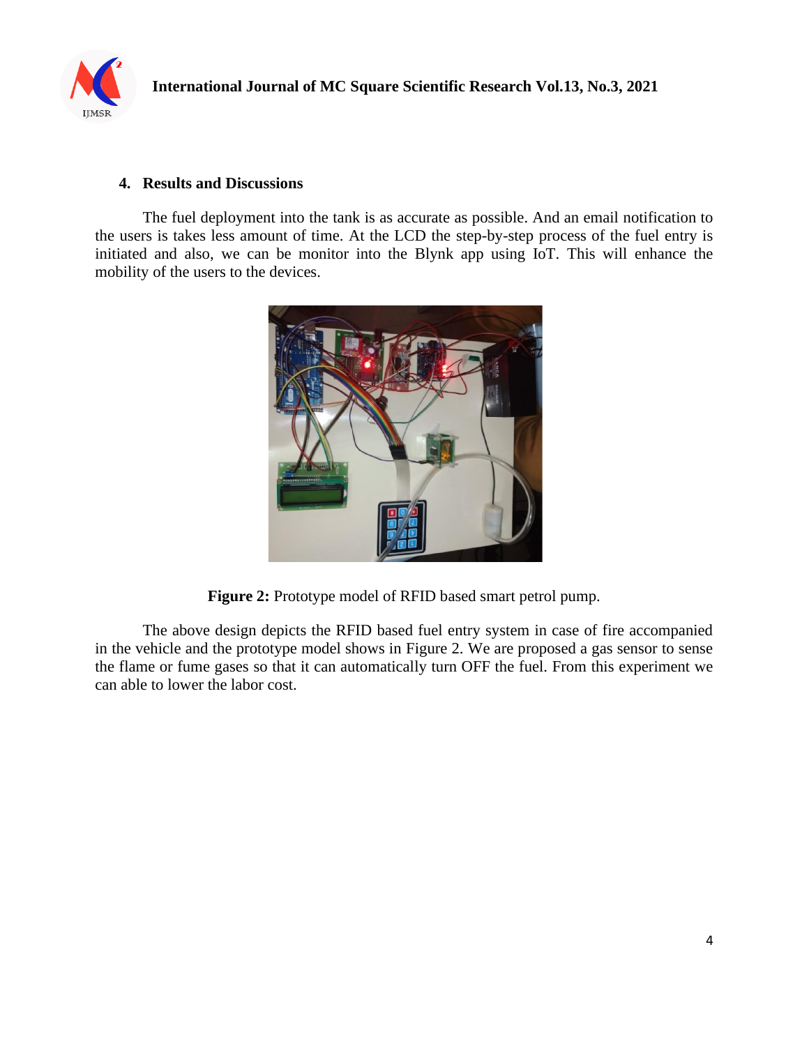## 4. Results and Discussions

The fuel deployment into the tank is as accurate as possible. And an email notification to the users is takes less amount of time. At the LCD the step-by-step process of the fuel entry is initiated and also, we can be monitor into the Blynk app using IoT. This will enhance the mobility of the users to the devices.

**Figure 2:** Prototype model of RFID based smart petrol pump.

The above design depicts the RFID based fuel entry system in case of fire accompanied in the vehicle and the prototype model shows in Figure 2. We are proposed a gas sensor to sense the flame or fume gases so that it can automatically turn OFF the fuel. From this experiment we can able to lower the labor cost.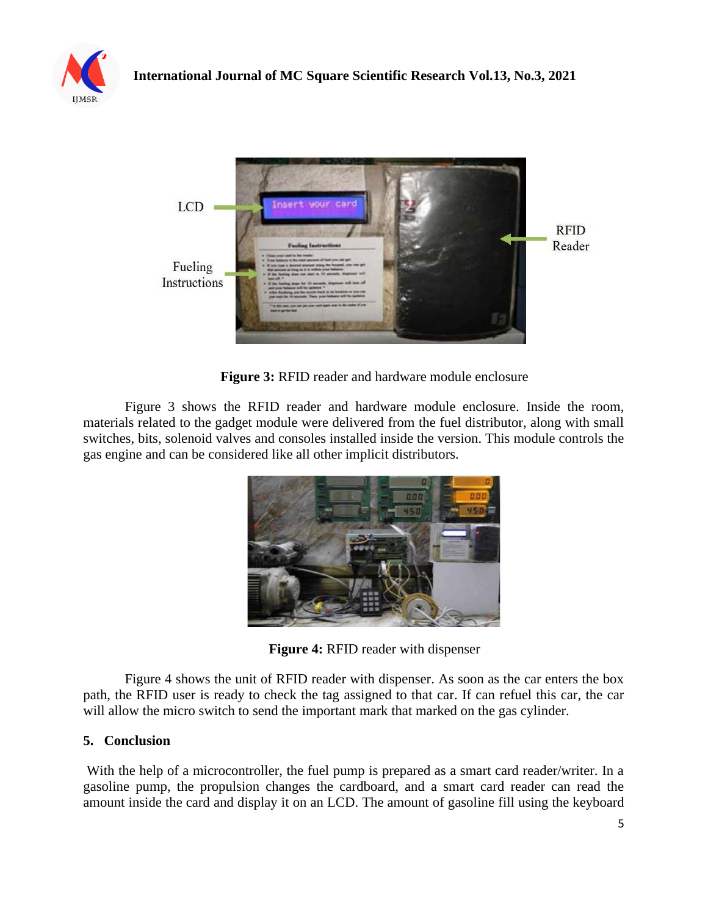**Figure 3:** RFID reader and hardware module enclosure

Figure 3 shows the RFID reader and hardware module enclosure. Inside the room, materials related to the gadget module were delivered from the fuel distributor, along with small switches, bits, solenoid valves and consoles installed inside the version. This module controls the gas engine and can be considered like all other implicit distributors.

**Figure 4:** RFID reader with dispenser

Figure 4 shows the unit of RFID reader with dispenser. As soon as the car enters the box path, the RFID user is ready to check the tag assigned to that car. If can refuel this car, the car will allow the micro switch to send the important mark that marked on the gas cylinder.

## 5. Conclusion

With the help of a microcontroller, the fuel pump is prepared as a smart card reader/writer. In a gasoline pump, the propulsion changes the cardboard, and a smart card reader can read the amount inside the card and display it on an LCD. The amount of gasoline fill using the keyboard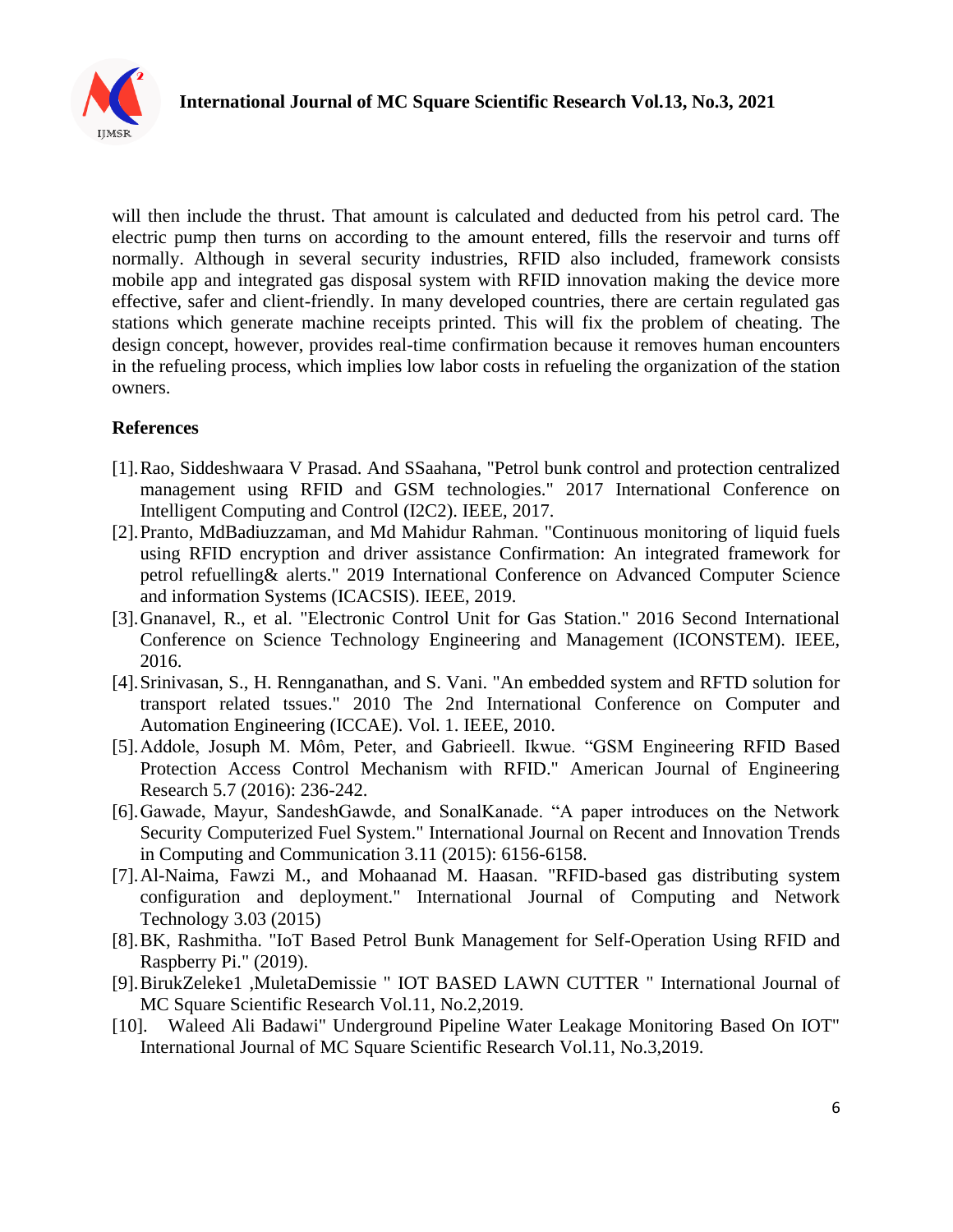will then include the thrust. That amount is calculated and deducted from his petrol card. The electric pump then turns on according to the amount entered, fills the reservoir and turns off normally. Although in several security industries, RFID also included, framework consists mobile app and integrated gas disposal system with RFID innovation making the device more effective, safer and client-friendly. In many developed countries, there are certain regulated gas stations which generate machine receipts printed. This will fix the problem of cheating. The design concept, however, provides real-time confirmation because it removes human encounters in the refueling process, which implies low labor costs in refueling the organization of the station owners.

**References**

[1]. Rao, Siddeshwaara V Prasad. And SSaahana, "Petrol bunk control and protection centralized management using RFID and GSM technologies." 2017 International Conference on Intelligent Computing and Control (I2C2). IEEE, 2017.

[2]. Pranto, MdBadiuzzaman, and Md Mahidur Rahman. "Continuous monitoring of liquid fuels using RFID encryption and driver assistance Confirmation: An integrated framework for petrol refuelling& alerts." 2019 International Conference on Advanced Computer Science and information Systems (ICACSIS). IEEE, 2019.

[3]. Gnanavel, R., et al. "Electronic Control Unit for Gas Station." 2016 Second International Conference on Science Technology Engineering and Management (ICONSTEM). IEEE, 2016.

[4]. Srinivasan, S., H. Rennganathan, and S. Vani. "An embedded system and RFTD solution for transport related tssues." 2010 The 2nd International Conference on Computer and Automation Engineering (ICCAE). Vol. 1. IEEE, 2010.

[5]. Addole, Josuph M. Môm, Peter, and Gabrieell. Ikwue. "GSM Engineering RFID Based Protection Access Control Mechanism with RFID." American Journal of Engineering Research 5.7 (2016): 236-242.

[6]. Gawade, Mayur, SandeshGawde, and SonalKanade. "A paper introduces on the Network Security Computerized Fuel System." International Journal on Recent and Innovation Trends in Computing and Communication 3.11 (2015): 6156-6158.

[7]. Al-Naima, Fawzi M., and Mohaanad M. Haasan. "RFID-based gas distributing system configuration and deployment." International Journal of Computing and Network Technology 3.03 (2015)

[8]. BK, Rashmitha. "IoT Based Petrol Bunk Management for Self-Operation Using RFID and Raspberry Pi." (2019).

[9]. BirukZeleke1 ,MuletaDemissie " IOT BASED LAWN CUTTER " International Journal of MC Square Scientific Research Vol.11, No.2,2019.

[10]. Waleed Ali Badawi" Underground Pipeline Water Leakage Monitoring Based On IOT" International Journal of MC Square Scientific Research Vol.11, No.3,2019.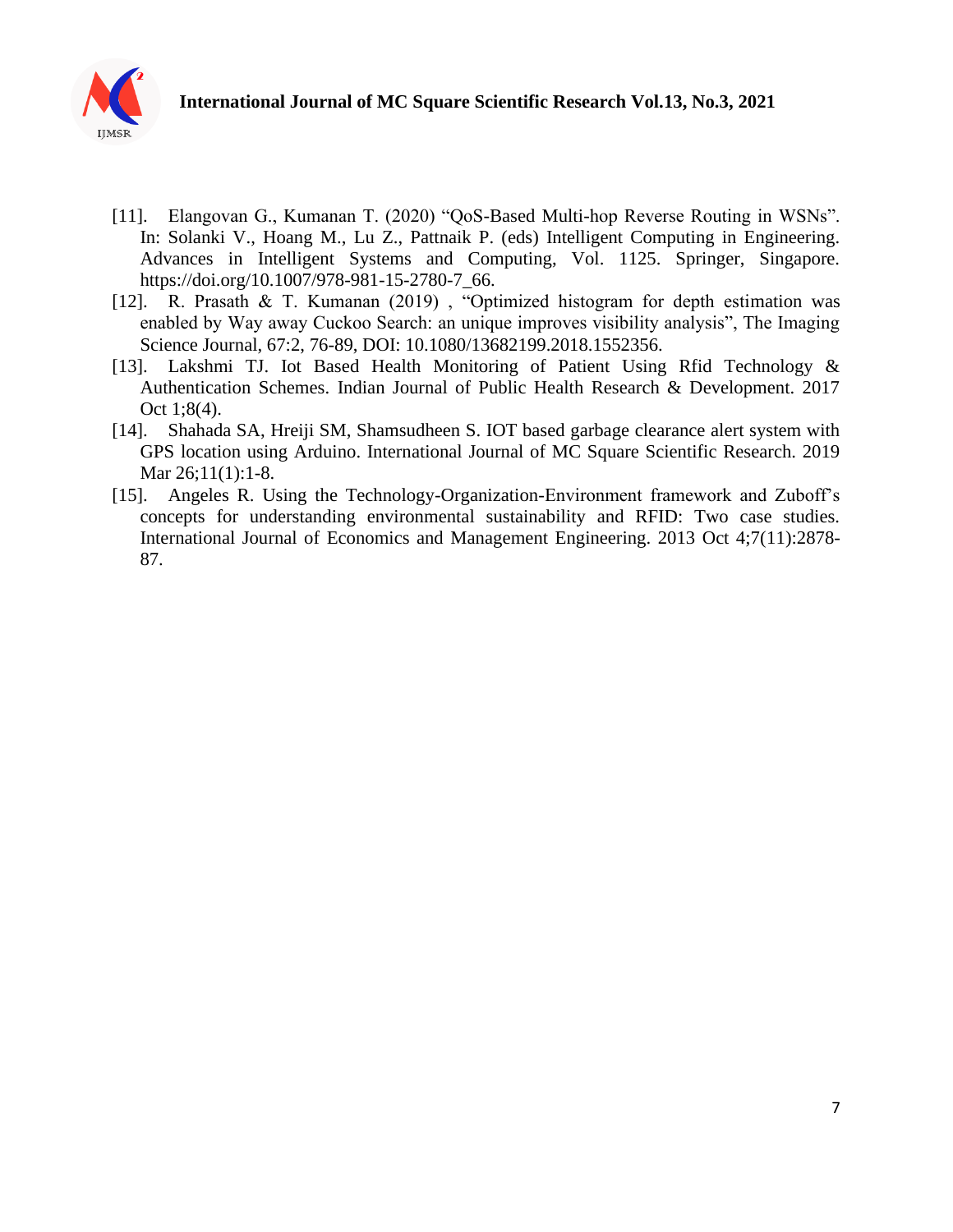[11]. Elangovan G., Kumanan T. (2020) "QoS-Based Multi-hop Reverse Routing in WSNs". In: Solanki V., Hoang M., Lu Z., Pattnaik P. (eds) Intelligent Computing in Engineering. Advances in Intelligent Systems and Computing, Vol. 1125. Springer, Singapore. https://doi.org/10.1007/978-981-15-2780-7_66.

[12]. R. Prasath & T. Kumanan (2019) , "Optimized histogram for depth estimation was enabled by Way away Cuckoo Search: an unique improves visibility analysis", The Imaging Science Journal, 67:2, 76-89, DOI: 10.1080/13682199.2018.1552356.

[13]. Lakshmi TJ. Iot Based Health Monitoring of Patient Using Rfid Technology & Authentication Schemes. Indian Journal of Public Health Research & Development. 2017 Oct 1;8(4).

[14]. Shahada SA, Hreiji SM, Shamsudheen S. IOT based garbage clearance alert system with GPS location using Arduino. International Journal of MC Square Scientific Research. 2019 Mar 26;11(1):1-8.

[15]. Angeles R. Using the Technology-Organization-Environment framework and Zuboff's concepts for understanding environmental sustainability and RFID: Two case studies. International Journal of Economics and Management Engineering. 2013 Oct 4;7(11):2878-87.